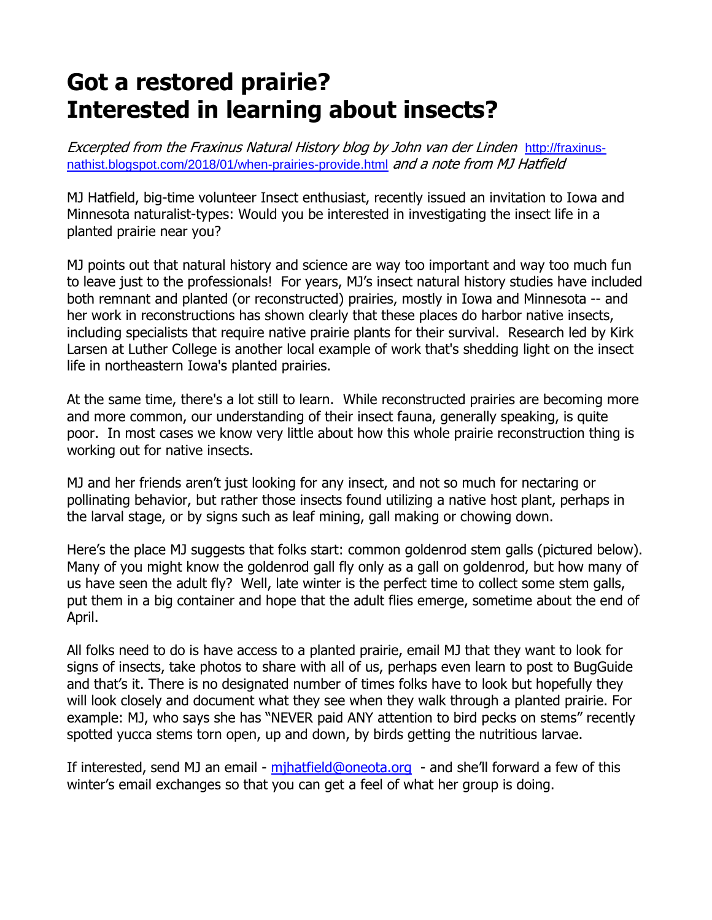# Got a restored prairie?
# Interested in learning about insects?

*Excerpted from the Fraxinus Natural History blog by John van der Linden* [http://fraxinus-nathist.blogspot.com/2018/01/when-prairies-provide.html](http://fraxinus-nathist.blogspot.com/2018/01/when-prairies-provide.html) *and a note from MJ Hatfield*

MJ Hatfield, big-time volunteer Insect enthusiast, recently issued an invitation to Iowa and Minnesota naturalist-types: Would you be interested in investigating the insect life in a planted prairie near you?

MJ points out that natural history and science are way too important and way too much fun to leave just to the professionals! For years, MJ's insect natural history studies have included both remnant and planted (or reconstructed) prairies, mostly in Iowa and Minnesota -- and her work in reconstructions has shown clearly that these places do harbor native insects, including specialists that require native prairie plants for their survival. Research led by Kirk Larsen at Luther College is another local example of work that's shedding light on the insect life in northeastern Iowa's planted prairies.

At the same time, there's a lot still to learn. While reconstructed prairies are becoming more and more common, our understanding of their insect fauna, generally speaking, is quite poor. In most cases we know very little about how this whole prairie reconstruction thing is working out for native insects.

MJ and her friends aren't just looking for any insect, and not so much for nectaring or pollinating behavior, but rather those insects found utilizing a native host plant, perhaps in the larval stage, or by signs such as leaf mining, gall making or chowing down.

Here's the place MJ suggests that folks start: common goldenrod stem galls (pictured below). Many of you might know the goldenrod gall fly only as a gall on goldenrod, but how many of us have seen the adult fly? Well, late winter is the perfect time to collect some stem galls, put them in a big container and hope that the adult flies emerge, sometime about the end of April.

All folks need to do is have access to a planted prairie, email MJ that they want to look for signs of insects, take photos to share with all of us, perhaps even learn to post to BugGuide and that's it. There is no designated number of times folks have to look but hopefully they will look closely and document what they see when they walk through a planted prairie. For example: MJ, who says she has "NEVER paid ANY attention to bird pecks on stems" recently spotted yucca stems torn open, up and down, by birds getting the nutritious larvae.

If interested, send MJ an email - [mjhatfield@oneota.org](mailto:mjhatfield@oneota.org) - and she'll forward a few of this winter's email exchanges so that you can get a feel of what her group is doing.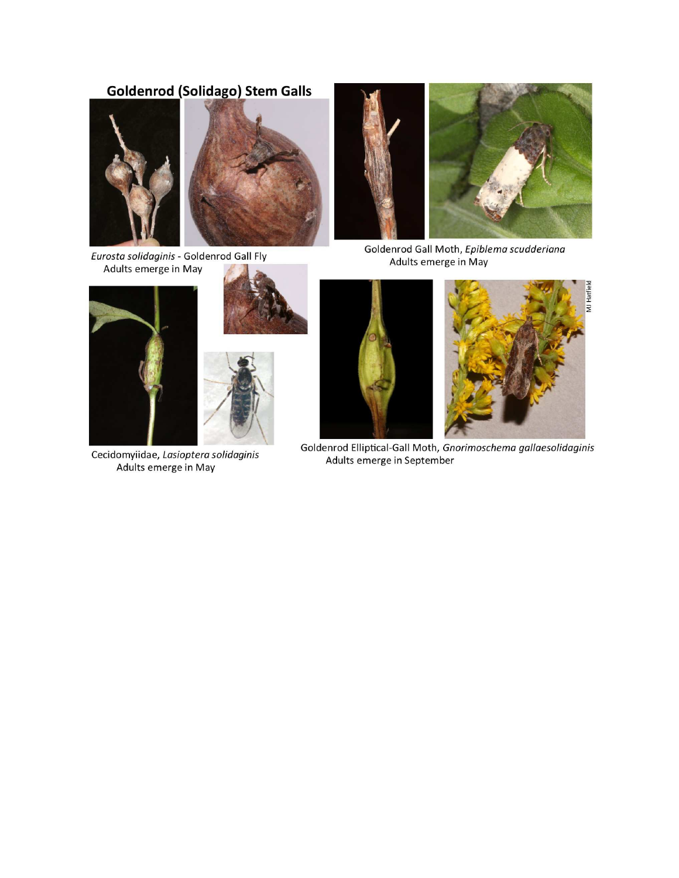## Goldenrod (Solidago) Stem Galls

*Eurosta solidaginis* - Goldenrod Gall Fly
Adults emerge in May

Goldenrod Gall Moth, *Epiblema scudderiana*
Adults emerge in May

Cecidomyiidae, *Lasioptera solidaginis*
Adults emerge in May

Goldenrod Elliptical-Gall Moth, *Gnorimoschema gallaesolidaginis*
Adults emerge in September

MJ Hatfield